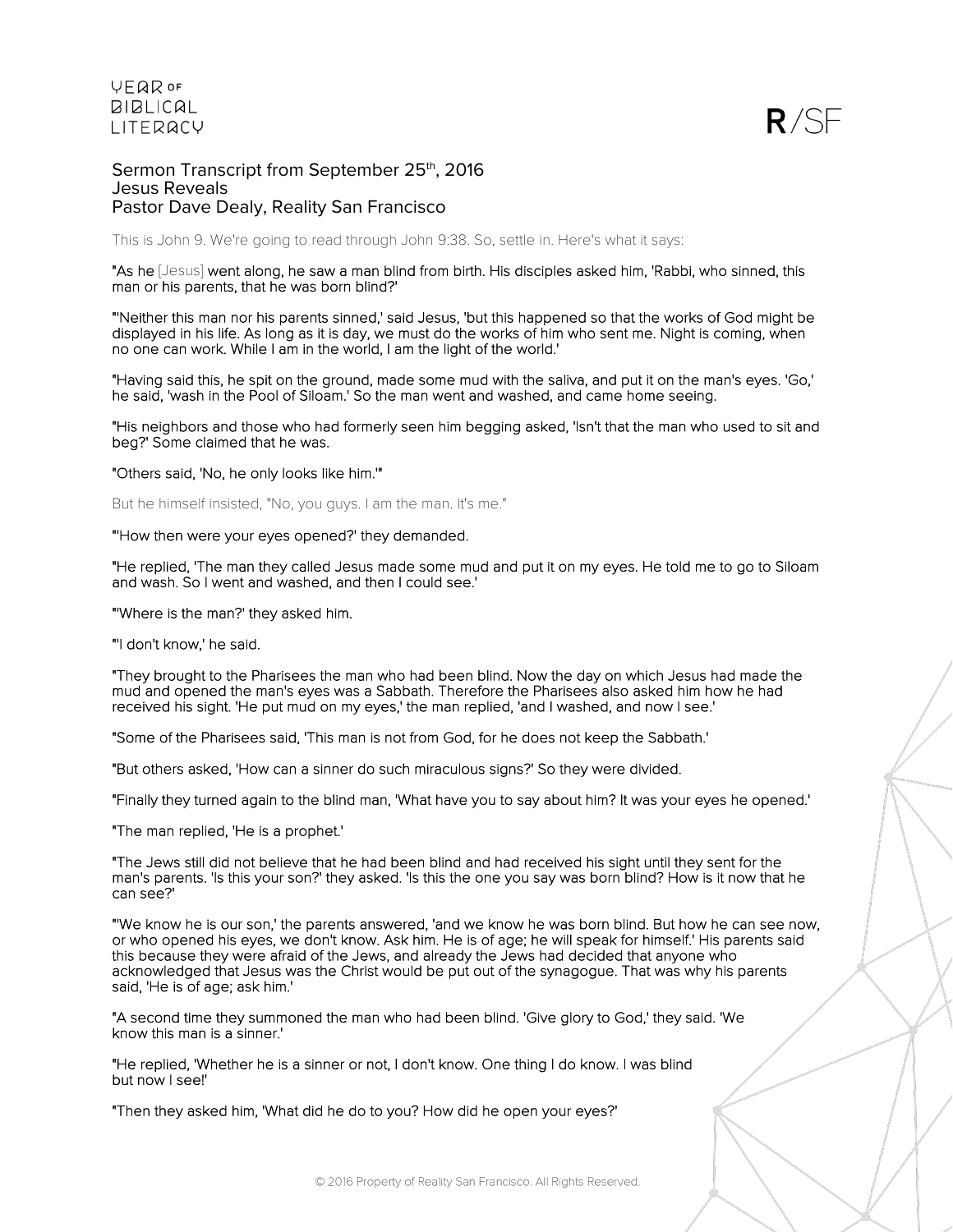Sermon Transcript from September 25th, 2016
Jesus Reveals
Pastor Dave Dealy, Reality San Francisco

This is John 9. We're going to read through John 9:38. So, settle in. Here's what it says:

"As he [Jesus] went along, he saw a man blind from birth. His disciples asked him, 'Rabbi, who sinned, this man or his parents, that he was born blind?'

"'Neither this man nor his parents sinned,' said Jesus, 'but this happened so that the works of God might be displayed in his life. As long as it is day, we must do the works of him who sent me. Night is coming, when no one can work. While I am in the world, I am the light of the world.'

"Having said this, he spit on the ground, made some mud with the saliva, and put it on the man's eyes. 'Go,' he said, 'wash in the Pool of Siloam.' So the man went and washed, and came home seeing.

"His neighbors and those who had formerly seen him begging asked, 'Isn't that the man who used to sit and beg?' Some claimed that he was.

"Others said, 'No, he only looks like him.'"

But he himself insisted, "No, you guys. I am the man. It's me."

"'How then were your eyes opened?' they demanded.

"He replied, 'The man they called Jesus made some mud and put it on my eyes. He told me to go to Siloam and wash. So I went and washed, and then I could see.'

"'Where is the man?' they asked him.

"'I don't know,' he said.

"They brought to the Pharisees the man who had been blind. Now the day on which Jesus had made the mud and opened the man's eyes was a Sabbath. Therefore the Pharisees also asked him how he had received his sight. 'He put mud on my eyes,' the man replied, 'and I washed, and now I see.'

"Some of the Pharisees said, 'This man is not from God, for he does not keep the Sabbath.'

"But others asked, 'How can a sinner do such miraculous signs?' So they were divided.

"Finally they turned again to the blind man, 'What have you to say about him? It was your eyes he opened.'

"The man replied, 'He is a prophet.'

"The Jews still did not believe that he had been blind and had received his sight until they sent for the man's parents. 'Is this your son?' they asked. 'Is this the one you say was born blind? How is it now that he can see?'

"'We know he is our son,' the parents answered, 'and we know he was born blind. But how he can see now, or who opened his eyes, we don't know. Ask him. He is of age; he will speak for himself.' His parents said this because they were afraid of the Jews, and already the Jews had decided that anyone who acknowledged that Jesus was the Christ would be put out of the synagogue. That was why his parents said, 'He is of age; ask him.'

"A second time they summoned the man who had been blind. 'Give glory to God,' they said. 'We know this man is a sinner.'

"He replied, 'Whether he is a sinner or not, I don't know. One thing I do know. I was blind but now I see!'

"Then they asked him, 'What did he do to you? How did he open your eyes?'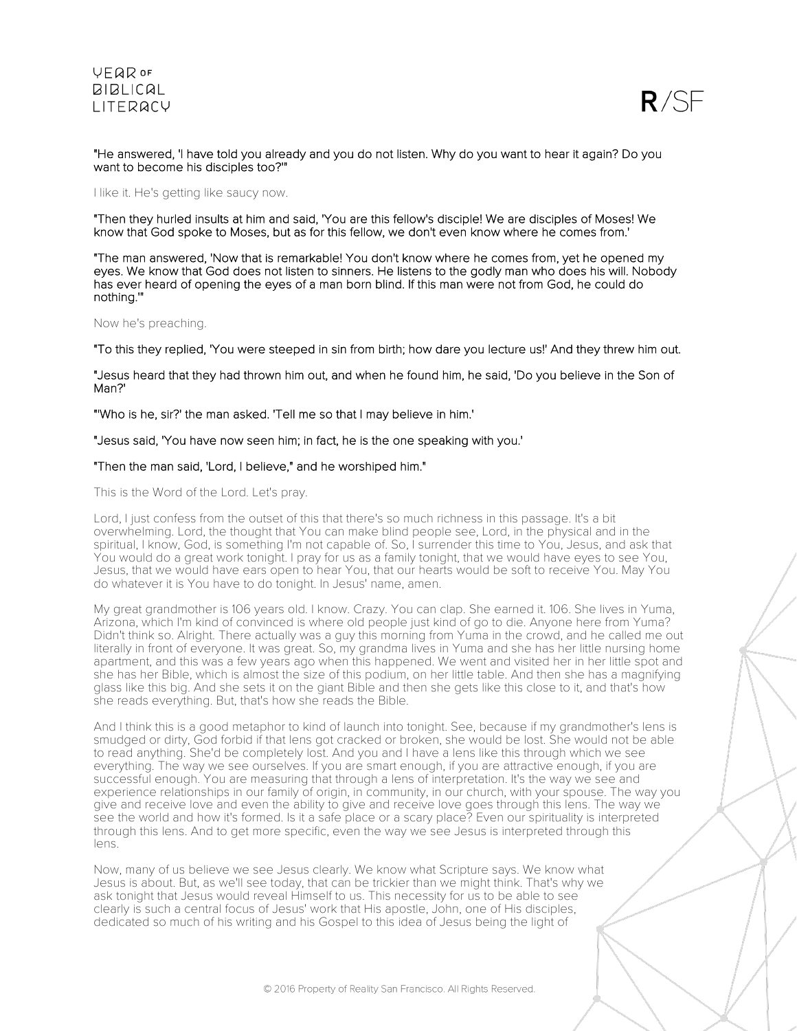**"He answered, 'I have told you already and you do not listen. Why do you want to hear it again? Do you want to become his disciples too?'"**

I like it. He's getting like saucy now.

**"Then they hurled insults at him and said, 'You are this fellow's disciple! We are disciples of Moses! We know that God spoke to Moses, but as for this fellow, we don't even know where he comes from.'**

**"The man answered, 'Now that is remarkable! You don't know where he comes from, yet he opened my eyes. We know that God does not listen to sinners. He listens to the godly man who does his will. Nobody has ever heard of opening the eyes of a man born blind. If this man were not from God, he could do nothing.'"**

Now he's preaching.

**"To this they replied, 'You were steeped in sin from birth; how dare you lecture us!' And they threw him out.**

**"Jesus heard that they had thrown him out, and when he found him, he said, 'Do you believe in the Son of Man?'**

**"'Who is he, sir?' the man asked. 'Tell me so that I may believe in him.'**

**"Jesus said, 'You have now seen him; in fact, he is the one speaking with you.'**

**"Then the man said, 'Lord, I believe," and he worshiped him."**

This is the Word of the Lord. Let's pray.

Lord, I just confess from the outset of this that there's so much richness in this passage. It's a bit overwhelming. Lord, the thought that You can make blind people see, Lord, in the physical and in the spiritual, I know, God, is something I'm not capable of. So, I surrender this time to You, Jesus, and ask that You would do a great work tonight. I pray for us as a family tonight, that we would have eyes to see You, Jesus, that we would have ears open to hear You, that our hearts would be soft to receive You. May You do whatever it is You have to do tonight. In Jesus' name, amen.

My great grandmother is 106 years old. I know. Crazy. You can clap. She earned it. 106. She lives in Yuma, Arizona, which I'm kind of convinced is where old people just kind of go to die. Anyone here from Yuma? Didn't think so. Alright. There actually was a guy this morning from Yuma in the crowd, and he called me out literally in front of everyone. It was great. So, my grandma lives in Yuma and she has her little nursing home apartment, and this was a few years ago when this happened. We went and visited her in her little spot and she has her Bible, which is almost the size of this podium, on her little table. And then she has a magnifying glass like this big. And she sets it on the giant Bible and then she gets like this close to it, and that's how she reads everything. But, that's how she reads the Bible.

And I think this is a good metaphor to kind of launch into tonight. See, because if my grandmother's lens is smudged or dirty, God forbid if that lens got cracked or broken, she would be lost. She would not be able to read anything. She'd be completely lost. And you and I have a lens like this through which we see everything. The way we see ourselves. If you are smart enough, if you are attractive enough, if you are successful enough. You are measuring that through a lens of interpretation. It's the way we see and experience relationships in our family of origin, in community, in our church, with your spouse. The way you give and receive love and even the ability to give and receive love goes through this lens. The way we see the world and how it's formed. Is it a safe place or a scary place? Even our spirituality is interpreted through this lens. And to get more specific, even the way we see Jesus is interpreted through this lens.

Now, many of us believe we see Jesus clearly. We know what Scripture says. We know what Jesus is about. But, as we'll see today, that can be trickier than we might think. That's why we ask tonight that Jesus would reveal Himself to us. This necessity for us to be able to see clearly is such a central focus of Jesus' work that His apostle, John, one of His disciples, dedicated so much of his writing and his Gospel to this idea of Jesus being the light of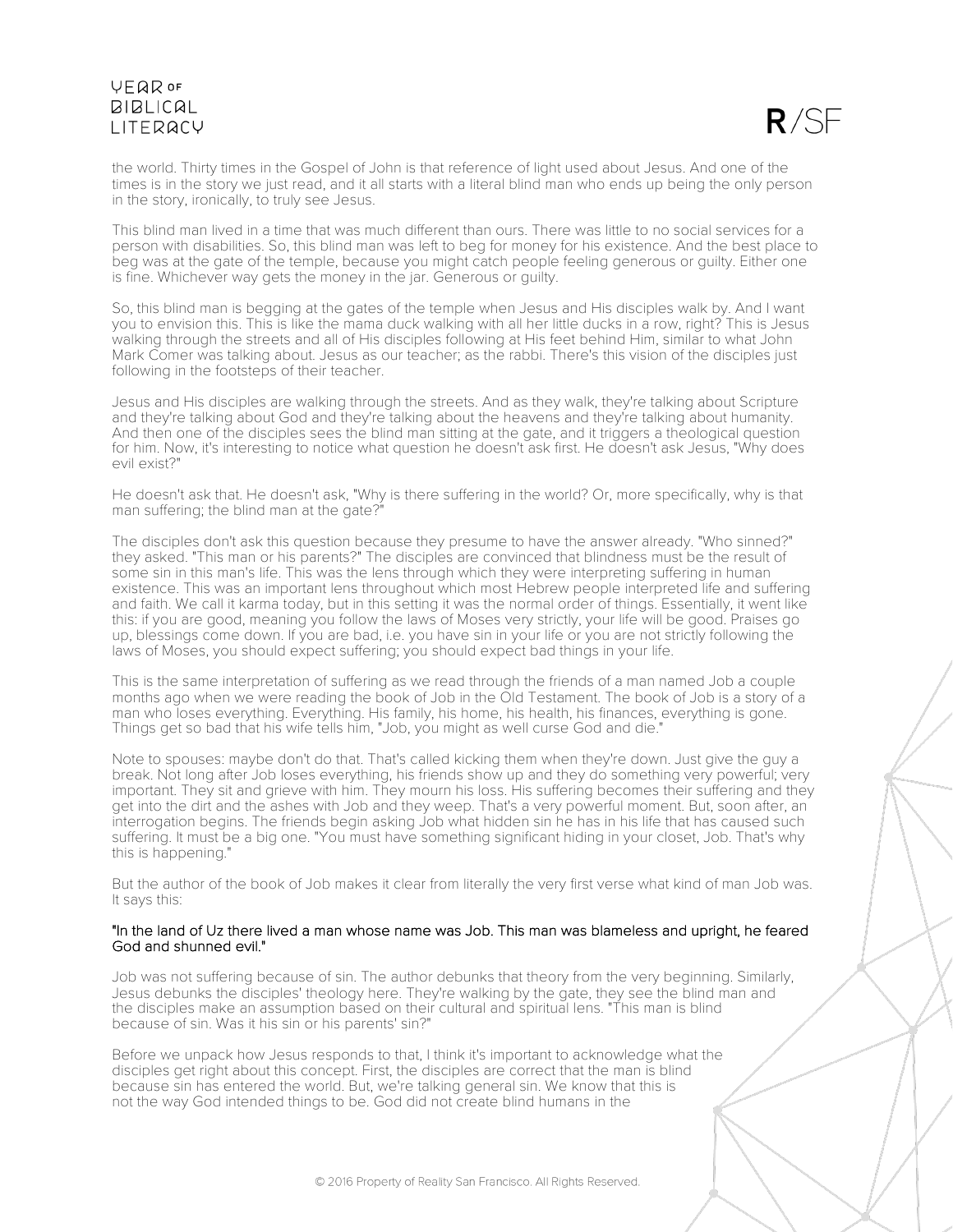the world. Thirty times in the Gospel of John is that reference of light used about Jesus. And one of the times is in the story we just read, and it all starts with a literal blind man who ends up being the only person in the story, ironically, to truly see Jesus.

This blind man lived in a time that was much different than ours. There was little to no social services for a person with disabilities. So, this blind man was left to beg for money for his existence. And the best place to beg was at the gate of the temple, because you might catch people feeling generous or guilty. Either one is fine. Whichever way gets the money in the jar. Generous or guilty.

So, this blind man is begging at the gates of the temple when Jesus and His disciples walk by. And I want you to envision this. This is like the mama duck walking with all her little ducks in a row, right? This is Jesus walking through the streets and all of His disciples following at His feet behind Him, similar to what John Mark Comer was talking about. Jesus as our teacher; as the rabbi. There's this vision of the disciples just following in the footsteps of their teacher.

Jesus and His disciples are walking through the streets. And as they walk, they're talking about Scripture and they're talking about God and they're talking about the heavens and they're talking about humanity. And then one of the disciples sees the blind man sitting at the gate, and it triggers a theological question for him. Now, it's interesting to notice what question he doesn't ask first. He doesn't ask Jesus, "Why does evil exist?"

He doesn't ask that. He doesn't ask, "Why is there suffering in the world? Or, more specifically, why is that man suffering; the blind man at the gate?"

The disciples don't ask this question because they presume to have the answer already. "Who sinned?" they asked. "This man or his parents?" The disciples are convinced that blindness must be the result of some sin in this man's life. This was the lens through which they were interpreting suffering in human existence. This was an important lens throughout which most Hebrew people interpreted life and suffering and faith. We call it karma today, but in this setting it was the normal order of things. Essentially, it went like this: if you are good, meaning you follow the laws of Moses very strictly, your life will be good. Praises go up, blessings come down. If you are bad, i.e. you have sin in your life or you are not strictly following the laws of Moses, you should expect suffering; you should expect bad things in your life.

This is the same interpretation of suffering as we read through the friends of a man named Job a couple months ago when we were reading the book of Job in the Old Testament. The book of Job is a story of a man who loses everything. Everything. His family, his home, his health, his finances, everything is gone. Things get so bad that his wife tells him, "Job, you might as well curse God and die."

Note to spouses: maybe don't do that. That's called kicking them when they're down. Just give the guy a break. Not long after Job loses everything, his friends show up and they do something very powerful; very important. They sit and grieve with him. They mourn his loss. His suffering becomes their suffering and they get into the dirt and the ashes with Job and they weep. That's a very powerful moment. But, soon after, an interrogation begins. The friends begin asking Job what hidden sin he has in his life that has caused such suffering. It must be a big one. "You must have something significant hiding in your closet, Job. That's why this is happening."

But the author of the book of Job makes it clear from literally the very first verse what kind of man Job was. It says this:

"In the land of Uz there lived a man whose name was Job. This man was blameless and upright, he feared God and shunned evil."

Job was not suffering because of sin. The author debunks that theory from the very beginning. Similarly, Jesus debunks the disciples' theology here. They're walking by the gate, they see the blind man and the disciples make an assumption based on their cultural and spiritual lens. "This man is blind because of sin. Was it his sin or his parents' sin?"

Before we unpack how Jesus responds to that, I think it's important to acknowledge what the disciples get right about this concept. First, the disciples are correct that the man is blind because sin has entered the world. But, we're talking general sin. We know that this is not the way God intended things to be. God did not create blind humans in the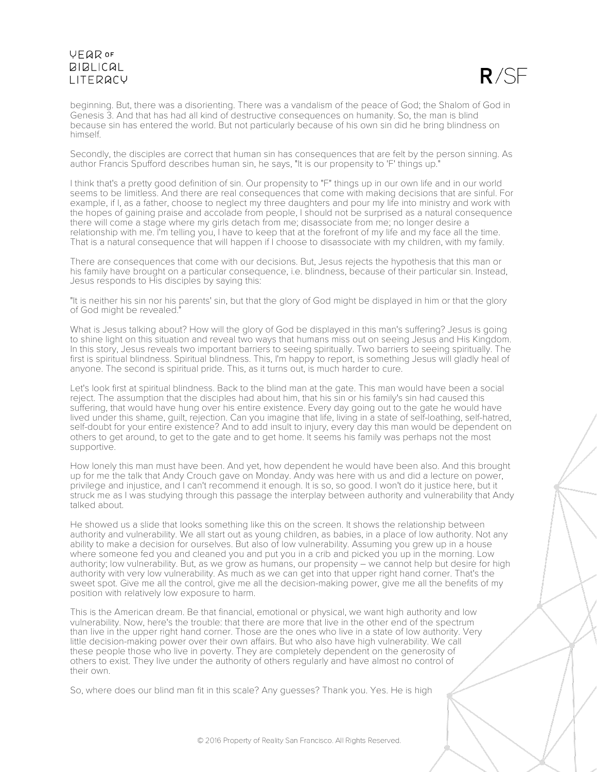beginning. But, there was a disorienting. There was a vandalism of the peace of God; the Shalom of God in Genesis 3. And that has had all kind of destructive consequences on humanity. So, the man is blind because sin has entered the world. But not particularly because of his own sin did he bring blindness on himself.

Secondly, the disciples are correct that human sin has consequences that are felt by the person sinning. As author Francis Spufford describes human sin, he says, "It is our propensity to 'F' things up."

I think that's a pretty good definition of sin. Our propensity to "F" things up in our own life and in our world seems to be limitless. And there are real consequences that come with making decisions that are sinful. For example, if I, as a father, choose to neglect my three daughters and pour my life into ministry and work with the hopes of gaining praise and accolade from people, I should not be surprised as a natural consequence there will come a stage where my girls detach from me; disassociate from me; no longer desire a relationship with me. I'm telling you, I have to keep that at the forefront of my life and my face all the time. That is a natural consequence that will happen if I choose to disassociate with my children, with my family.

There are consequences that come with our decisions. But, Jesus rejects the hypothesis that this man or his family have brought on a particular consequence, i.e. blindness, because of their particular sin. Instead, Jesus responds to His disciples by saying this:

"It is neither his sin nor his parents' sin, but that the glory of God might be displayed in him or that the glory of God might be revealed."

What is Jesus talking about? How will the glory of God be displayed in this man's suffering? Jesus is going to shine light on this situation and reveal two ways that humans miss out on seeing Jesus and His Kingdom. In this story, Jesus reveals two important barriers to seeing spiritually. Two barriers to seeing spiritually. The first is spiritual blindness. Spiritual blindness. This, I'm happy to report, is something Jesus will gladly heal of anyone. The second is spiritual pride. This, as it turns out, is much harder to cure.

Let's look first at spiritual blindness. Back to the blind man at the gate. This man would have been a social reject. The assumption that the disciples had about him, that his sin or his family's sin had caused this suffering, that would have hung over his entire existence. Every day going out to the gate he would have lived under this shame, guilt, rejection. Can you imagine that life, living in a state of self-loathing, self-hatred, self-doubt for your entire existence? And to add insult to injury, every day this man would be dependent on others to get around, to get to the gate and to get home. It seems his family was perhaps not the most supportive.

How lonely this man must have been. And yet, how dependent he would have been also. And this brought up for me the talk that Andy Crouch gave on Monday. Andy was here with us and did a lecture on power, privilege and injustice, and I can't recommend it enough. It is so, so good. I won't do it justice here, but it struck me as I was studying through this passage the interplay between authority and vulnerability that Andy talked about.

He showed us a slide that looks something like this on the screen. It shows the relationship between authority and vulnerability. We all start out as young children, as babies, in a place of low authority. Not any ability to make a decision for ourselves. But also of low vulnerability. Assuming you grew up in a house where someone fed you and cleaned you and put you in a crib and picked you up in the morning. Low authority; low vulnerability. But, as we grow as humans, our propensity – we cannot help but desire for high authority with very low vulnerability. As much as we can get into that upper right hand corner. That's the sweet spot. Give me all the control, give me all the decision-making power, give me all the benefits of my position with relatively low exposure to harm.

This is the American dream. Be that financial, emotional or physical, we want high authority and low vulnerability. Now, here's the trouble: that there are more that live in the other end of the spectrum than live in the upper right hand corner. Those are the ones who live in a state of low authority. Very little decision-making power over their own affairs. But who also have high vulnerability. We call these people those who live in poverty. They are completely dependent on the generosity of others to exist. They live under the authority of others regularly and have almost no control of their own.

So, where does our blind man fit in this scale? Any guesses? Thank you. Yes. He is high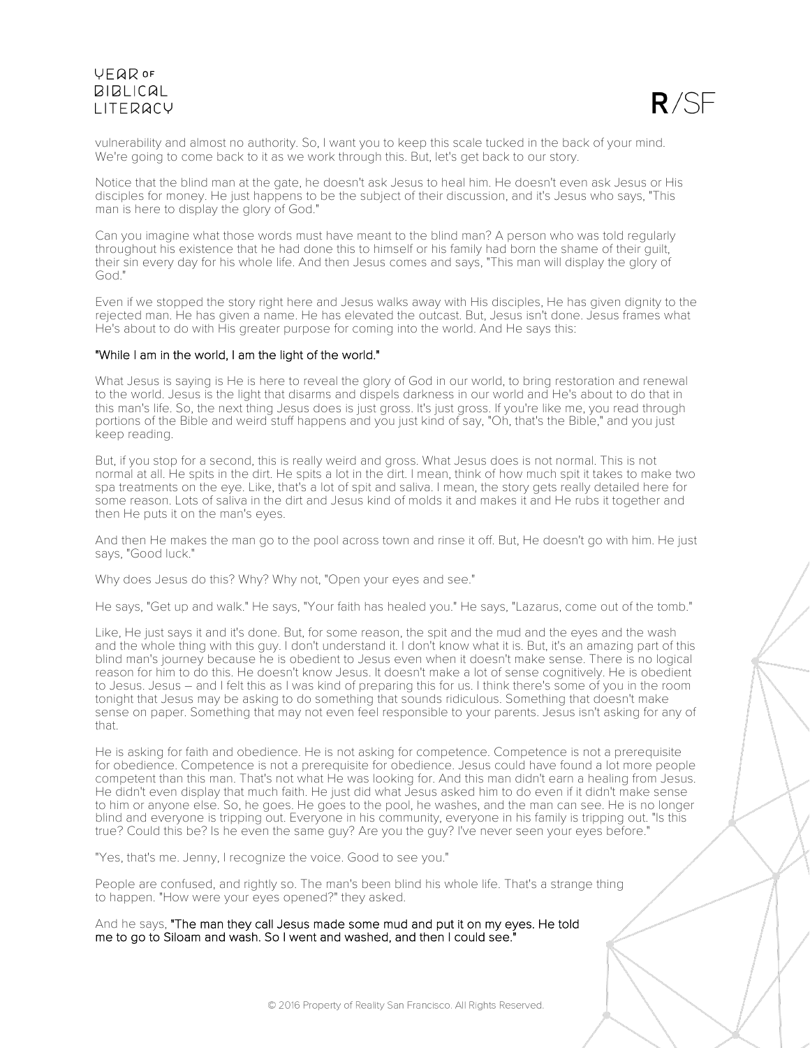vulnerability and almost no authority. So, I want you to keep this scale tucked in the back of your mind. We're going to come back to it as we work through this. But, let's get back to our story.

Notice that the blind man at the gate, he doesn't ask Jesus to heal him. He doesn't even ask Jesus or His disciples for money. He just happens to be the subject of their discussion, and it's Jesus who says, "This man is here to display the glory of God."

Can you imagine what those words must have meant to the blind man? A person who was told regularly throughout his existence that he had done this to himself or his family had born the shame of their guilt, their sin every day for his whole life. And then Jesus comes and says, "This man will display the glory of God."

Even if we stopped the story right here and Jesus walks away with His disciples, He has given dignity to the rejected man. He has given a name. He has elevated the outcast. But, Jesus isn't done. Jesus frames what He's about to do with His greater purpose for coming into the world. And He says this:

"While I am in the world, I am the light of the world."

What Jesus is saying is He is here to reveal the glory of God in our world, to bring restoration and renewal to the world. Jesus is the light that disarms and dispels darkness in our world and He's about to do that in this man's life. So, the next thing Jesus does is just gross. It's just gross. If you're like me, you read through portions of the Bible and weird stuff happens and you just kind of say, "Oh, that's the Bible," and you just keep reading.

But, if you stop for a second, this is really weird and gross. What Jesus does is not normal. This is not normal at all. He spits in the dirt. He spits a lot in the dirt. I mean, think of how much spit it takes to make two spa treatments on the eye. Like, that's a lot of spit and saliva. I mean, the story gets really detailed here for some reason. Lots of saliva in the dirt and Jesus kind of molds it and makes it and He rubs it together and then He puts it on the man's eyes.

And then He makes the man go to the pool across town and rinse it off. But, He doesn't go with him. He just says, "Good luck."

Why does Jesus do this? Why? Why not, "Open your eyes and see."

He says, "Get up and walk." He says, "Your faith has healed you." He says, "Lazarus, come out of the tomb."

Like, He just says it and it's done. But, for some reason, the spit and the mud and the eyes and the wash and the whole thing with this guy. I don't understand it. I don't know what it is. But, it's an amazing part of this blind man's journey because he is obedient to Jesus even when it doesn't make sense. There is no logical reason for him to do this. He doesn't know Jesus. It doesn't make a lot of sense cognitively. He is obedient to Jesus. Jesus – and I felt this as I was kind of preparing this for us. I think there's some of you in the room tonight that Jesus may be asking to do something that sounds ridiculous. Something that doesn't make sense on paper. Something that may not even feel responsible to your parents. Jesus isn't asking for any of that.

He is asking for faith and obedience. He is not asking for competence. Competence is not a prerequisite for obedience. Competence is not a prerequisite for obedience. Jesus could have found a lot more people competent than this man. That's not what He was looking for. And this man didn't earn a healing from Jesus. He didn't even display that much faith. He just did what Jesus asked him to do even if it didn't make sense to him or anyone else. So, he goes. He goes to the pool, he washes, and the man can see. He is no longer blind and everyone is tripping out. Everyone in his community, everyone in his family is tripping out. "Is this true? Could this be? Is he even the same guy? Are you the guy? I've never seen your eyes before."

"Yes, that's me. Jenny, I recognize the voice. Good to see you."

People are confused, and rightly so. The man's been blind his whole life. That's a strange thing to happen. "How were your eyes opened?" they asked.

And he says, "The man they call Jesus made some mud and put it on my eyes. He told me to go to Siloam and wash. So I went and washed, and then I could see."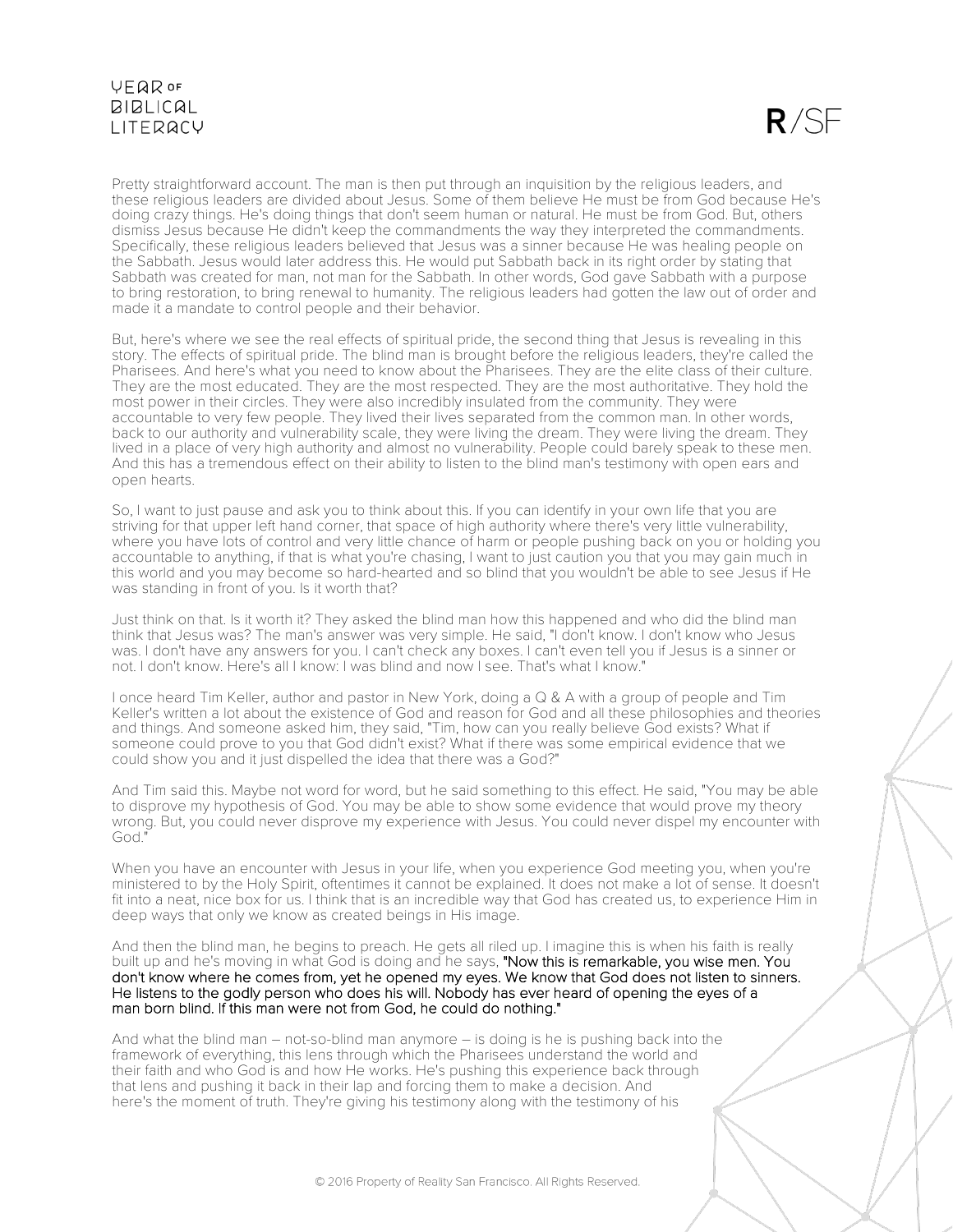Pretty straightforward account. The man is then put through an inquisition by the religious leaders, and these religious leaders are divided about Jesus. Some of them believe He must be from God because He's doing crazy things. He's doing things that don't seem human or natural. He must be from God. But, others dismiss Jesus because He didn't keep the commandments the way they interpreted the commandments. Specifically, these religious leaders believed that Jesus was a sinner because He was healing people on the Sabbath. Jesus would later address this. He would put Sabbath back in its right order by stating that Sabbath was created for man, not man for the Sabbath. In other words, God gave Sabbath with a purpose to bring restoration, to bring renewal to humanity. The religious leaders had gotten the law out of order and made it a mandate to control people and their behavior.

But, here's where we see the real effects of spiritual pride, the second thing that Jesus is revealing in this story. The effects of spiritual pride. The blind man is brought before the religious leaders, they're called the Pharisees. And here's what you need to know about the Pharisees. They are the elite class of their culture. They are the most educated. They are the most respected. They are the most authoritative. They hold the most power in their circles. They were also incredibly insulated from the community. They were accountable to very few people. They lived their lives separated from the common man. In other words, back to our authority and vulnerability scale, they were living the dream. They were living the dream. They lived in a place of very high authority and almost no vulnerability. People could barely speak to these men. And this has a tremendous effect on their ability to listen to the blind man's testimony with open ears and open hearts.

So, I want to just pause and ask you to think about this. If you can identify in your own life that you are striving for that upper left hand corner, that space of high authority where there's very little vulnerability, where you have lots of control and very little chance of harm or people pushing back on you or holding you accountable to anything, if that is what you're chasing, I want to just caution you that you may gain much in this world and you may become so hard-hearted and so blind that you wouldn't be able to see Jesus if He was standing in front of you. Is it worth that?

Just think on that. Is it worth it? They asked the blind man how this happened and who did the blind man think that Jesus was? The man's answer was very simple. He said, "I don't know. I don't know who Jesus was. I don't have any answers for you. I can't check any boxes. I can't even tell you if Jesus is a sinner or not. I don't know. Here's all I know: I was blind and now I see. That's what I know."

I once heard Tim Keller, author and pastor in New York, doing a Q & A with a group of people and Tim Keller's written a lot about the existence of God and reason for God and all these philosophies and theories and things. And someone asked him, they said, "Tim, how can you really believe God exists? What if someone could prove to you that God didn't exist? What if there was some empirical evidence that we could show you and it just dispelled the idea that there was a God?"

And Tim said this. Maybe not word for word, but he said something to this effect. He said, "You may be able to disprove my hypothesis of God. You may be able to show some evidence that would prove my theory wrong. But, you could never disprove my experience with Jesus. You could never dispel my encounter with God."

When you have an encounter with Jesus in your life, when you experience God meeting you, when you're ministered to by the Holy Spirit, oftentimes it cannot be explained. It does not make a lot of sense. It doesn't fit into a neat, nice box for us. I think that is an incredible way that God has created us, to experience Him in deep ways that only we know as created beings in His image.

And then the blind man, he begins to preach. He gets all riled up. I imagine this is when his faith is really built up and he's moving in what God is doing and he says, "Now this is remarkable, you wise men. You don't know where he comes from, yet he opened my eyes. We know that God does not listen to sinners. He listens to the godly person who does his will. Nobody has ever heard of opening the eyes of a man born blind. If this man were not from God, he could do nothing."

And what the blind man – not-so-blind man anymore – is doing is he is pushing back into the framework of everything, this lens through which the Pharisees understand the world and their faith and who God is and how He works. He's pushing this experience back through that lens and pushing it back in their lap and forcing them to make a decision. And here's the moment of truth. They're giving his testimony along with the testimony of his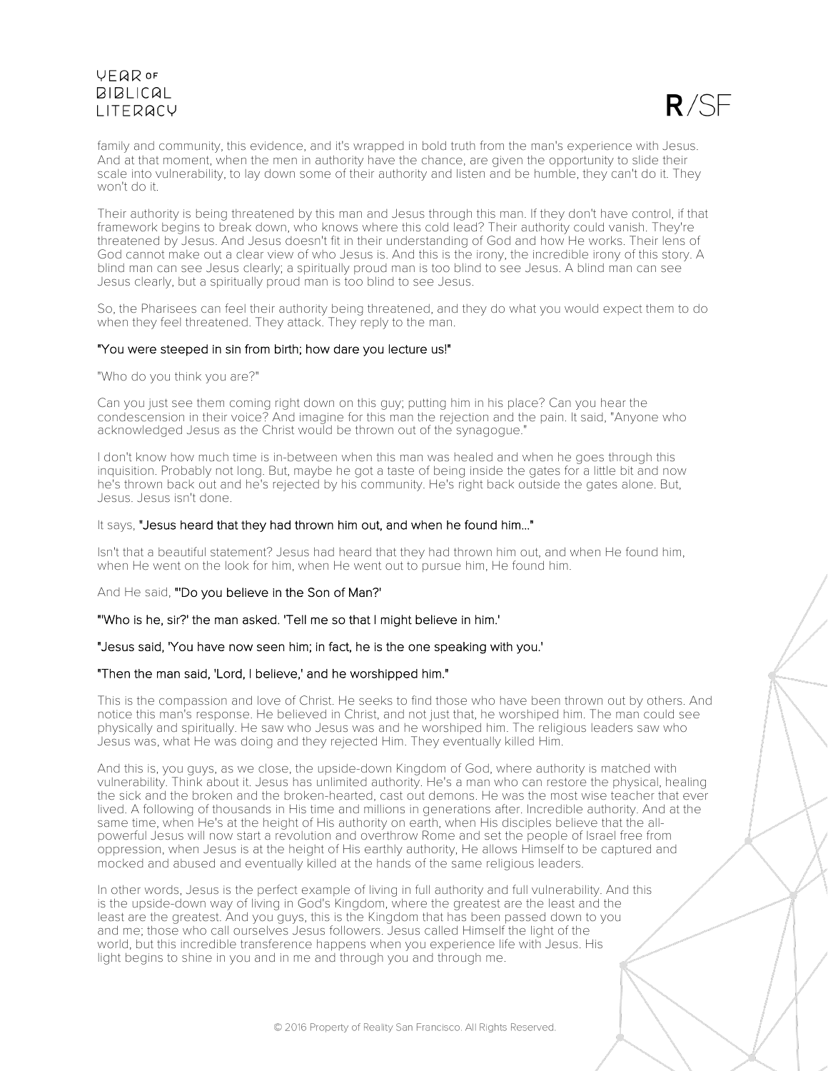family and community, this evidence, and it's wrapped in bold truth from the man's experience with Jesus. And at that moment, when the men in authority have the chance, are given the opportunity to slide their scale into vulnerability, to lay down some of their authority and listen and be humble, they can't do it. They won't do it.

Their authority is being threatened by this man and Jesus through this man. If they don't have control, if that framework begins to break down, who knows where this cold lead? Their authority could vanish. They're threatened by Jesus. And Jesus doesn't fit in their understanding of God and how He works. Their lens of God cannot make out a clear view of who Jesus is. And this is the irony, the incredible irony of this story. A blind man can see Jesus clearly; a spiritually proud man is too blind to see Jesus. A blind man can see Jesus clearly, but a spiritually proud man is too blind to see Jesus.

So, the Pharisees can feel their authority being threatened, and they do what you would expect them to do when they feel threatened. They attack. They reply to the man.

"You were steeped in sin from birth; how dare you lecture us!"

"Who do you think you are?"

Can you just see them coming right down on this guy; putting him in his place? Can you hear the condescension in their voice? And imagine for this man the rejection and the pain. It said, "Anyone who acknowledged Jesus as the Christ would be thrown out of the synagogue."

I don't know how much time is in-between when this man was healed and when he goes through this inquisition. Probably not long. But, maybe he got a taste of being inside the gates for a little bit and now he's thrown back out and he's rejected by his community. He's right back outside the gates alone. But, Jesus. Jesus isn't done.

It says, "Jesus heard that they had thrown him out, and when he found him..."

Isn't that a beautiful statement? Jesus had heard that they had thrown him out, and when He found him, when He went on the look for him, when He went out to pursue him, He found him.

And He said, "'Do you believe in the Son of Man?'

"'Who is he, sir?' the man asked. 'Tell me so that I might believe in him.'

"Jesus said, 'You have now seen him; in fact, he is the one speaking with you.'

"Then the man said, 'Lord, I believe,' and he worshipped him."

This is the compassion and love of Christ. He seeks to find those who have been thrown out by others. And notice this man's response. He believed in Christ, and not just that, he worshiped him. The man could see physically and spiritually. He saw who Jesus was and he worshiped him. The religious leaders saw who Jesus was, what He was doing and they rejected Him. They eventually killed Him.

And this is, you guys, as we close, the upside-down Kingdom of God, where authority is matched with vulnerability. Think about it. Jesus has unlimited authority. He's a man who can restore the physical, healing the sick and the broken and the broken-hearted, cast out demons. He was the most wise teacher that ever lived. A following of thousands in His time and millions in generations after. Incredible authority. And at the same time, when He's at the height of His authority on earth, when His disciples believe that the all-powerful Jesus will now start a revolution and overthrow Rome and set the people of Israel free from oppression, when Jesus is at the height of His earthly authority, He allows Himself to be captured and mocked and abused and eventually killed at the hands of the same religious leaders.

In other words, Jesus is the perfect example of living in full authority and full vulnerability. And this is the upside-down way of living in God's Kingdom, where the greatest are the least and the least are the greatest. And you guys, this is the Kingdom that has been passed down to you and me; those who call ourselves Jesus followers. Jesus called Himself the light of the world, but this incredible transference happens when you experience life with Jesus. His light begins to shine in you and in me and through you and through me.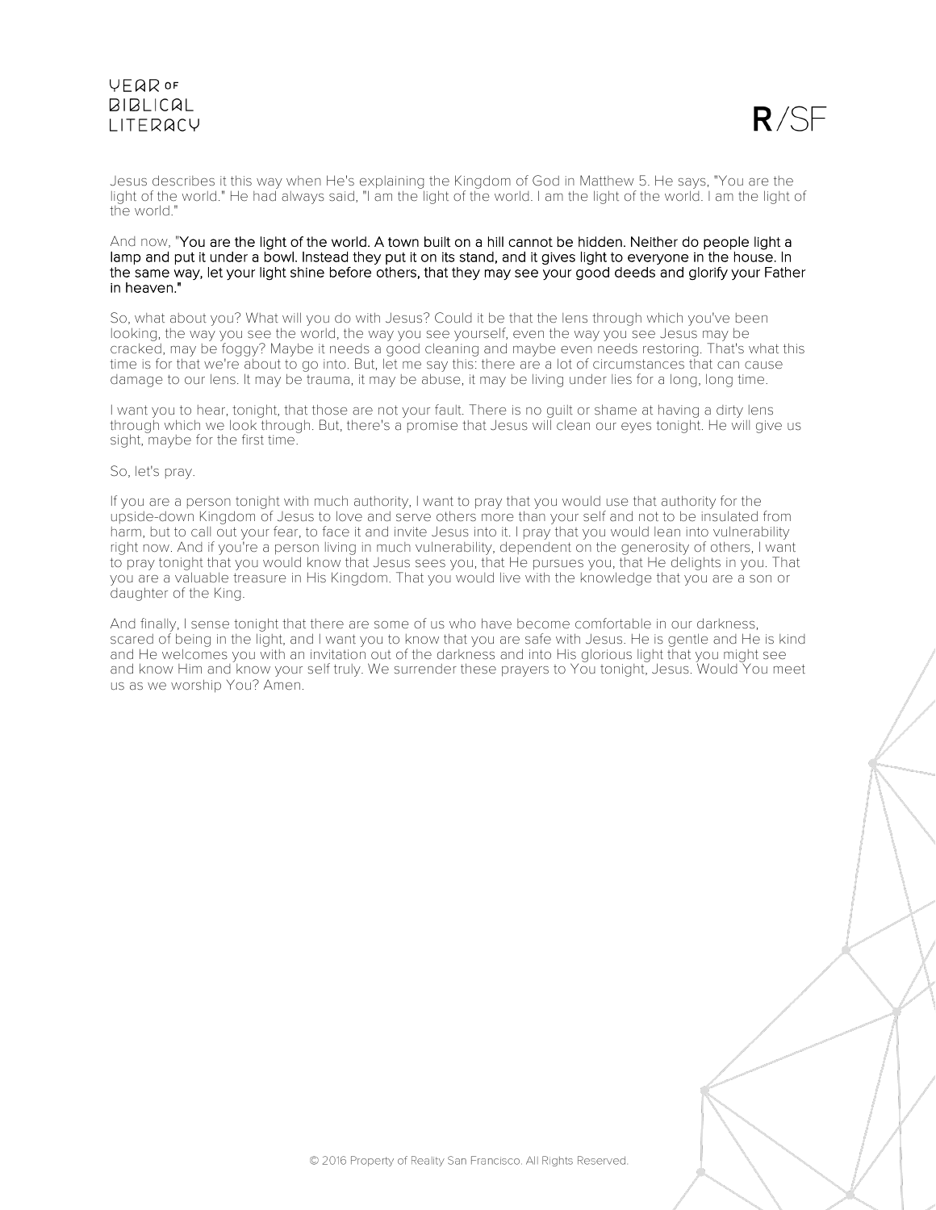Jesus describes it this way when He's explaining the Kingdom of God in Matthew 5. He says, "You are the light of the world." He had always said, "I am the light of the world. I am the light of the world. I am the light of the world."

And now, "**You are the light of the world. A town built on a hill cannot be hidden. Neither do people light a lamp and put it under a bowl. Instead they put it on its stand, and it gives light to everyone in the house. In the same way, let your light shine before others, that they may see your good deeds and glorify your Father in heaven.**"

So, what about you? What will you do with Jesus? Could it be that the lens through which you've been looking, the way you see the world, the way you see yourself, even the way you see Jesus may be cracked, may be foggy? Maybe it needs a good cleaning and maybe even needs restoring. That's what this time is for that we're about to go into. But, let me say this: there are a lot of circumstances that can cause damage to our lens. It may be trauma, it may be abuse, it may be living under lies for a long, long time.

I want you to hear, tonight, that those are not your fault. There is no guilt or shame at having a dirty lens through which we look through. But, there's a promise that Jesus will clean our eyes tonight. He will give us sight, maybe for the first time.

So, let's pray.

If you are a person tonight with much authority, I want to pray that you would use that authority for the upside-down Kingdom of Jesus to love and serve others more than your self and not to be insulated from harm, but to call out your fear, to face it and invite Jesus into it. I pray that you would lean into vulnerability right now. And if you're a person living in much vulnerability, dependent on the generosity of others, I want to pray tonight that you would know that Jesus sees you, that He pursues you, that He delights in you. That you are a valuable treasure in His Kingdom. That you would live with the knowledge that you are a son or daughter of the King.

And finally, I sense tonight that there are some of us who have become comfortable in our darkness, scared of being in the light, and I want you to know that you are safe with Jesus. He is gentle and He is kind and He welcomes you with an invitation out of the darkness and into His glorious light that you might see and know Him and know your self truly. We surrender these prayers to You tonight, Jesus. Would You meet us as we worship You? Amen.